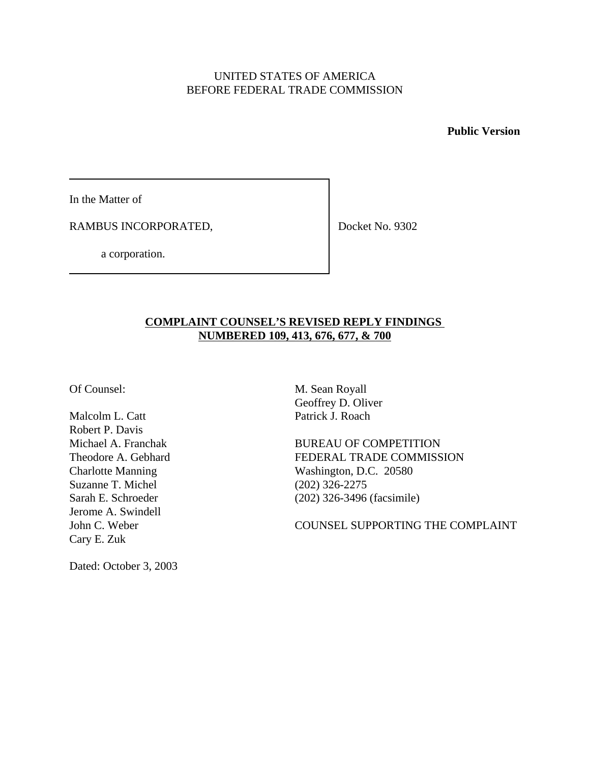UNITED STATES OF AMERICA
BEFORE FEDERAL TRADE COMMISSION

**Public Version**

In the Matter of

RAMBUS INCORPORATED,

a corporation.

Docket No. 9302

## COMPLAINT COUNSEL'S REVISED REPLY FINDINGS NUMBERED 109, 413, 676, 677, & 700

Of Counsel:

Malcolm L. Catt
Robert P. Davis
Michael A. Franchak
Theodore A. Gebhard
Charlotte Manning
Suzanne T. Michel
Sarah E. Schroeder
Jerome A. Swindell
John C. Weber
Cary E. Zuk

M. Sean Royall
Geoffrey D. Oliver
Patrick J. Roach

BUREAU OF COMPETITION
FEDERAL TRADE COMMISSION
Washington, D.C. 20580
(202) 326-2275
(202) 326-3496 (facsimile)

COUNSEL SUPPORTING THE COMPLAINT

Dated: October 3, 2003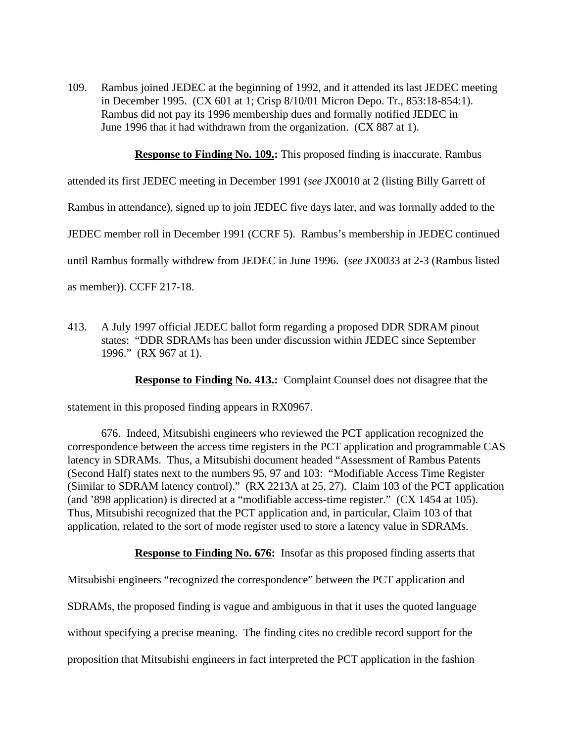109. Rambus joined JEDEC at the beginning of 1992, and it attended its last JEDEC meeting in December 1995. (CX 601 at 1; Crisp 8/10/01 Micron Depo. Tr., 853:18-854:1). Rambus did not pay its 1996 membership dues and formally notified JEDEC in June 1996 that it had withdrawn from the organization. (CX 887 at 1).

**Response to Finding No. 109.:** This proposed finding is inaccurate. Rambus attended its first JEDEC meeting in December 1991 (*see* JX0010 at 2 (listing Billy Garrett of Rambus in attendance), signed up to join JEDEC five days later, and was formally added to the JEDEC member roll in December 1991 (CCRF 5). Rambus's membership in JEDEC continued until Rambus formally withdrew from JEDEC in June 1996. (*see* JX0033 at 2-3 (Rambus listed as member)). CCFF 217-18.

413. A July 1997 official JEDEC ballot form regarding a proposed DDR SDRAM pinout states: "DDR SDRAMs has been under discussion within JEDEC since September 1996." (RX 967 at 1).

**Response to Finding No. 413.:** Complaint Counsel does not disagree that the statement in this proposed finding appears in RX0967.

676. Indeed, Mitsubishi engineers who reviewed the PCT application recognized the correspondence between the access time registers in the PCT application and programmable CAS latency in SDRAMs. Thus, a Mitsubishi document headed "Assessment of Rambus Patents (Second Half) states next to the numbers 95, 97 and 103: "Modifiable Access Time Register (Similar to SDRAM latency control)." (RX 2213A at 25, 27). Claim 103 of the PCT application (and '898 application) is directed at a "modifiable access-time register." (CX 1454 at 105). Thus, Mitsubishi recognized that the PCT application and, in particular, Claim 103 of that application, related to the sort of mode register used to store a latency value in SDRAMs.

**Response to Finding No. 676:** Insofar as this proposed finding asserts that Mitsubishi engineers "recognized the correspondence" between the PCT application and SDRAMs, the proposed finding is vague and ambiguous in that it uses the quoted language without specifying a precise meaning. The finding cites no credible record support for the proposition that Mitsubishi engineers in fact interpreted the PCT application in the fashion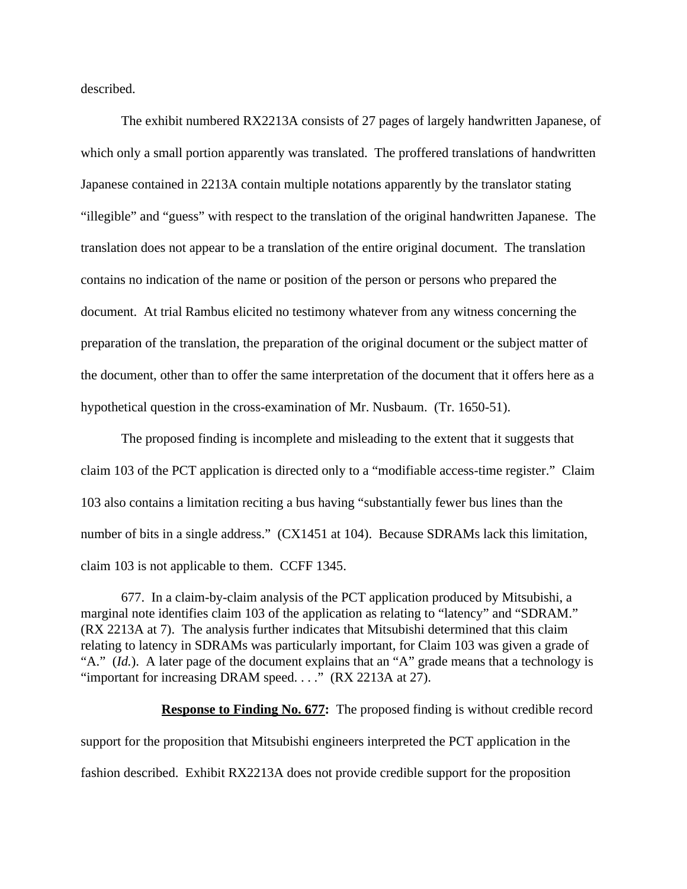described.

The exhibit numbered RX2213A consists of 27 pages of largely handwritten Japanese, of which only a small portion apparently was translated. The proffered translations of handwritten Japanese contained in 2213A contain multiple notations apparently by the translator stating "illegible" and "guess" with respect to the translation of the original handwritten Japanese. The translation does not appear to be a translation of the entire original document. The translation contains no indication of the name or position of the person or persons who prepared the document. At trial Rambus elicited no testimony whatever from any witness concerning the preparation of the translation, the preparation of the original document or the subject matter of the document, other than to offer the same interpretation of the document that it offers here as a hypothetical question in the cross-examination of Mr. Nusbaum. (Tr. 1650-51).

The proposed finding is incomplete and misleading to the extent that it suggests that claim 103 of the PCT application is directed only to a "modifiable access-time register." Claim 103 also contains a limitation reciting a bus having "substantially fewer bus lines than the number of bits in a single address." (CX1451 at 104). Because SDRAMs lack this limitation, claim 103 is not applicable to them. CCFF 1345.

677. In a claim-by-claim analysis of the PCT application produced by Mitsubishi, a marginal note identifies claim 103 of the application as relating to "latency" and "SDRAM." (RX 2213A at 7). The analysis further indicates that Mitsubishi determined that this claim relating to latency in SDRAMs was particularly important, for Claim 103 was given a grade of "A." (*Id.*). A later page of the document explains that an "A" grade means that a technology is "important for increasing DRAM speed. . . ." (RX 2213A at 27).

**Response to Finding No. 677:** The proposed finding is without credible record support for the proposition that Mitsubishi engineers interpreted the PCT application in the fashion described. Exhibit RX2213A does not provide credible support for the proposition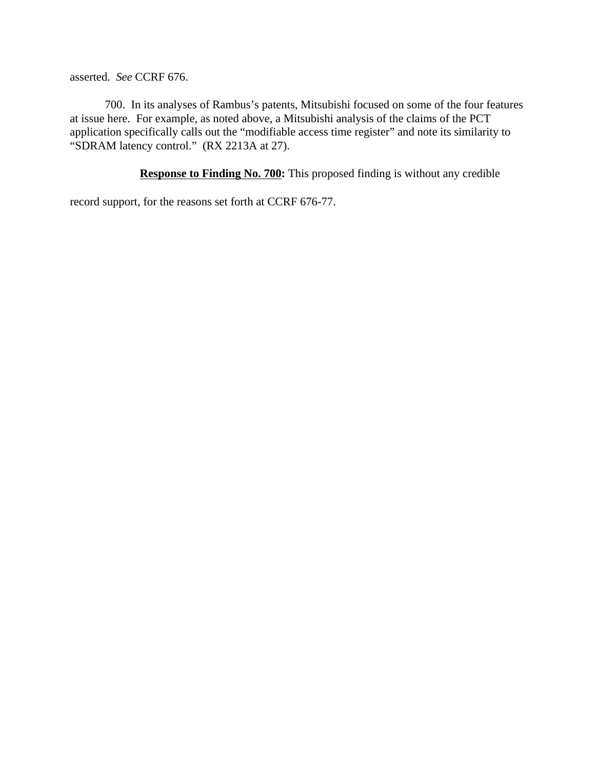asserted. *See* CCRF 676.

700. In its analyses of Rambus's patents, Mitsubishi focused on some of the four features at issue here. For example, as noted above, a Mitsubishi analysis of the claims of the PCT application specifically calls out the "modifiable access time register" and note its similarity to "SDRAM latency control." (RX 2213A at 27).

**<u>Response to Finding No. 700</u>:** This proposed finding is without any credible record support, for the reasons set forth at CCRF 676-77.